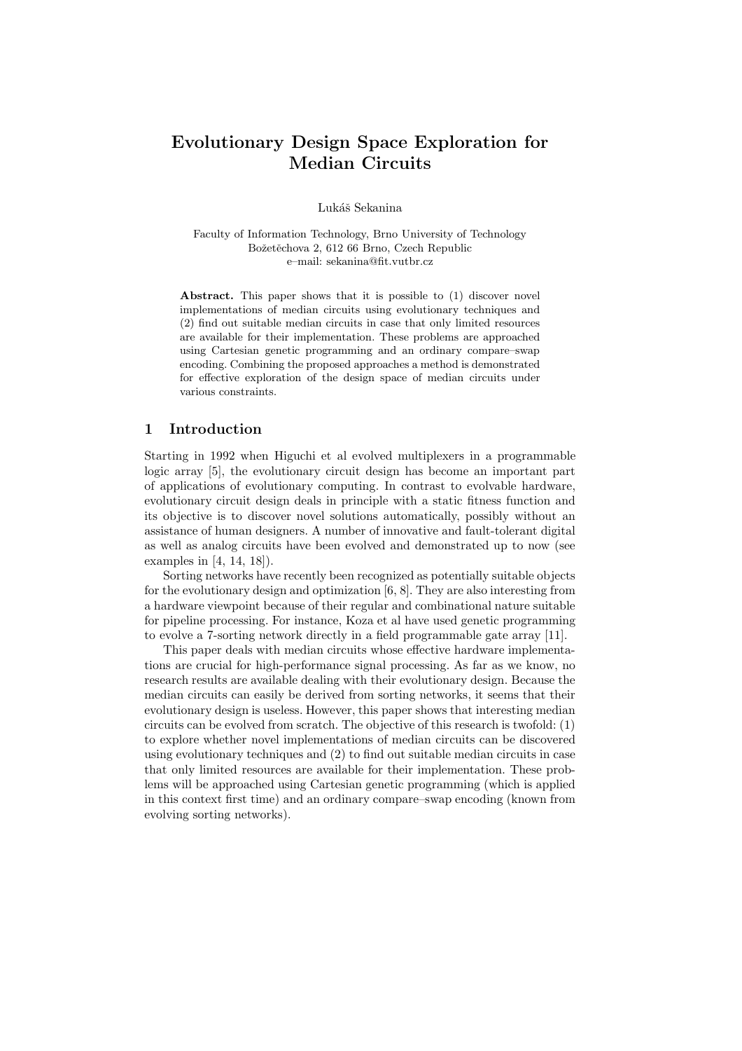# Evolutionary Design Space Exploration for Median Circuits

Lukáš Sekanina

Faculty of Information Technology, Brno University of Technology
Božetěchova 2, 612 66 Brno, Czech Republic
e–mail: sekanina@fit.vutbr.cz

**Abstract.** This paper shows that it is possible to (1) discover novel implementations of median circuits using evolutionary techniques and (2) find out suitable median circuits in case that only limited resources are available for their implementation. These problems are approached using Cartesian genetic programming and an ordinary compare–swap encoding. Combining the proposed approaches a method is demonstrated for effective exploration of the design space of median circuits under various constraints.

## 1 Introduction

Starting in 1992 when Higuchi et al evolved multiplexers in a programmable logic array [5], the evolutionary circuit design has become an important part of applications of evolutionary computing. In contrast to evolvable hardware, evolutionary circuit design deals in principle with a static fitness function and its objective is to discover novel solutions automatically, possibly without an assistance of human designers. A number of innovative and fault-tolerant digital as well as analog circuits have been evolved and demonstrated up to now (see examples in [4, 14, 18]).

Sorting networks have recently been recognized as potentially suitable objects for the evolutionary design and optimization [6, 8]. They are also interesting from a hardware viewpoint because of their regular and combinational nature suitable for pipeline processing. For instance, Koza et al have used genetic programming to evolve a 7-sorting network directly in a field programmable gate array [11].

This paper deals with median circuits whose effective hardware implementations are crucial for high-performance signal processing. As far as we know, no research results are available dealing with their evolutionary design. Because the median circuits can easily be derived from sorting networks, it seems that their evolutionary design is useless. However, this paper shows that interesting median circuits can be evolved from scratch. The objective of this research is twofold: (1) to explore whether novel implementations of median circuits can be discovered using evolutionary techniques and (2) to find out suitable median circuits in case that only limited resources are available for their implementation. These problems will be approached using Cartesian genetic programming (which is applied in this context first time) and an ordinary compare–swap encoding (known from evolving sorting networks).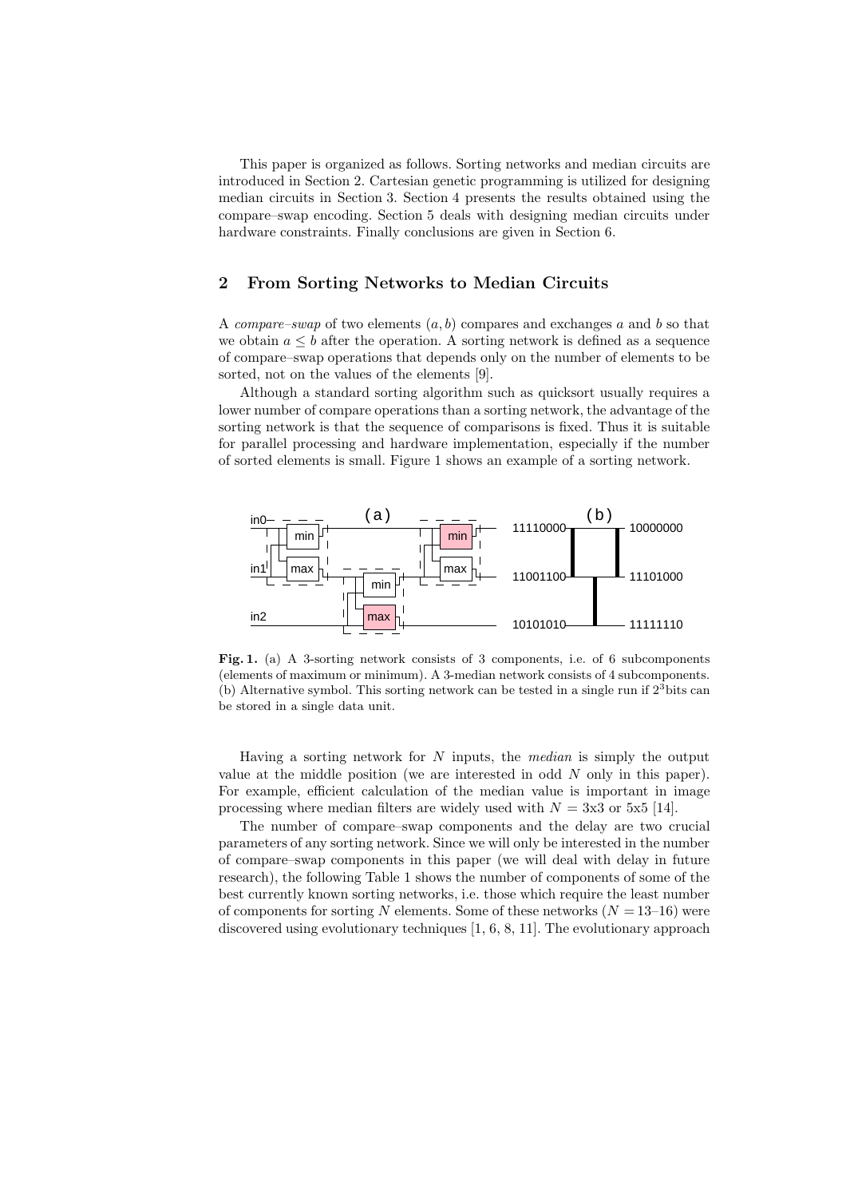This paper is organized as follows. Sorting networks and median circuits are introduced in Section 2. Cartesian genetic programming is utilized for designing median circuits in Section 3. Section 4 presents the results obtained using the compare–swap encoding. Section 5 deals with designing median circuits under hardware constraints. Finally conclusions are given in Section 6.

## 2 From Sorting Networks to Median Circuits

A *compare–swap* of two elements $(a, b)$ compares and exchanges $a$ and $b$ so that we obtain $a \leq b$ after the operation. A sorting network is defined as a sequence of compare–swap operations that depends only on the number of elements to be sorted, not on the values of the elements [9].

Although a standard sorting algorithm such as quicksort usually requires a lower number of compare operations than a sorting network, the advantage of the sorting network is that the sequence of comparisons is fixed. Thus it is suitable for parallel processing and hardware implementation, especially if the number of sorted elements is small. Figure 1 shows an example of a sorting network.

**Fig. 1.** (a) A 3-sorting network consists of 3 components, i.e. of 6 subcomponents (elements of maximum or minimum). A 3-median network consists of 4 subcomponents. (b) Alternative symbol. This sorting network can be tested in a single run if $2^3$bits can be stored in a single data unit.

Having a sorting network for $N$ inputs, the *median* is simply the output value at the middle position (we are interested in odd $N$ only in this paper). For example, efficient calculation of the median value is important in image processing where median filters are widely used with $N = 3x3$ or $5x5$ [14].

The number of compare–swap components and the delay are two crucial parameters of any sorting network. Since we will only be interested in the number of compare–swap components in this paper (we will deal with delay in future research), the following Table 1 shows the number of components of some of the best currently known sorting networks, i.e. those which require the least number of components for sorting $N$ elements. Some of these networks ($N = 13$–$16$) were discovered using evolutionary techniques [1, 6, 8, 11]. The evolutionary approach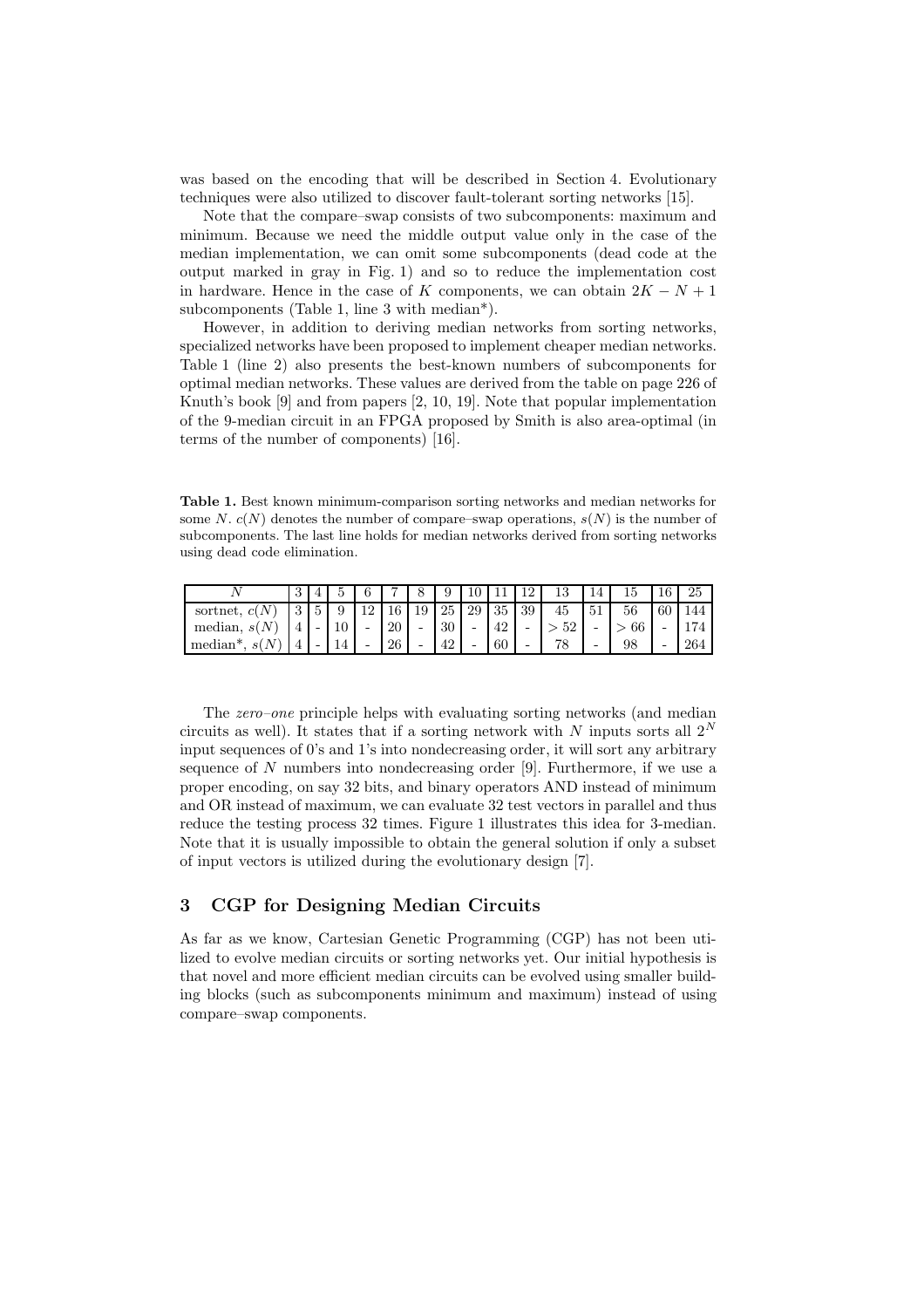was based on the encoding that will be described in Section 4. Evolutionary techniques were also utilized to discover fault-tolerant sorting networks [15].

Note that the compare–swap consists of two subcomponents: maximum and minimum. Because we need the middle output value only in the case of the median implementation, we can omit some subcomponents (dead code at the output marked in gray in Fig. 1) and so to reduce the implementation cost in hardware. Hence in the case of $K$ components, we can obtain $2K - N + 1$ subcomponents (Table 1, line 3 with median*).

However, in addition to deriving median networks from sorting networks, specialized networks have been proposed to implement cheaper median networks. Table 1 (line 2) also presents the best-known numbers of subcomponents for optimal median networks. These values are derived from the table on page 226 of Knuth's book [9] and from papers [2, 10, 19]. Note that popular implementation of the 9-median circuit in an FPGA proposed by Smith is also area-optimal (in terms of the number of components) [16].

**Table 1.** Best known minimum-comparison sorting networks and median networks for some $N$. $c(N)$ denotes the number of compare–swap operations, $s(N)$ is the number of subcomponents. The last line holds for median networks derived from sorting networks using dead code elimination.

| $N$ | 3 | 4 | 5 | 6 | 7 | 8 | 9 | 10 | 11 | 12 | 13 | 14 | 15 | 16 | 25 |
|---|---|---|---|---|---|---|---|---|---|---|---|---|---|---|---|
| sortnet, $c(N)$ | 3 | 5 | 9 | 12 | 16 | 19 | 25 | 29 | 35 | 39 | 45 | 51 | 56 | 60 | 144 |
| median, $s(N)$ | 4 | - | 10 | - | 20 | - | 30 | - | 42 | - | $> 52$ | - | $> 66$ | - | 174 |
| median*, $s(N)$ | 4 | - | 14 | - | 26 | - | 42 | - | 60 | - | 78 | - | 98 | - | 264 |

The *zero–one* principle helps with evaluating sorting networks (and median circuits as well). It states that if a sorting network with $N$ inputs sorts all $2^N$ input sequences of 0's and 1's into nondecreasing order, it will sort any arbitrary sequence of $N$ numbers into nondecreasing order [9]. Furthermore, if we use a proper encoding, on say 32 bits, and binary operators AND instead of minimum and OR instead of maximum, we can evaluate 32 test vectors in parallel and thus reduce the testing process 32 times. Figure 1 illustrates this idea for 3-median. Note that it is usually impossible to obtain the general solution if only a subset of input vectors is utilized during the evolutionary design [7].

## 3 CGP for Designing Median Circuits

As far as we know, Cartesian Genetic Programming (CGP) has not been utilized to evolve median circuits or sorting networks yet. Our initial hypothesis is that novel and more efficient median circuits can be evolved using smaller building blocks (such as subcomponents minimum and maximum) instead of using compare–swap components.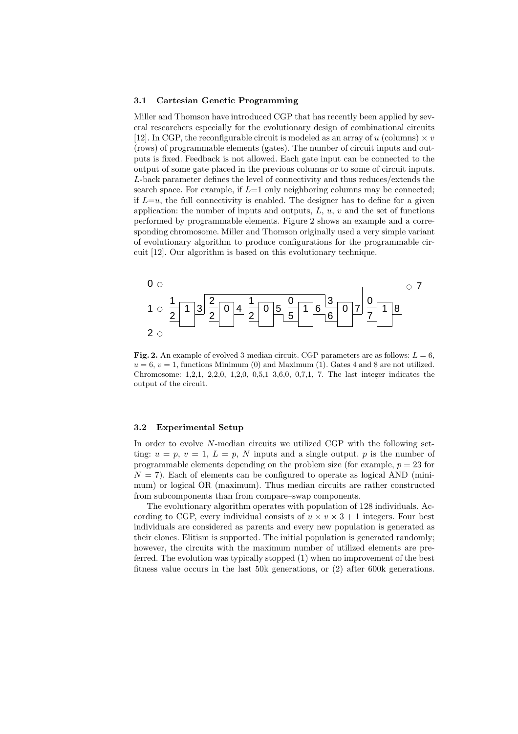### 3.1 Cartesian Genetic Programming

Miller and Thomson have introduced CGP that has recently been applied by several researchers especially for the evolutionary design of combinational circuits [12]. In CGP, the reconfigurable circuit is modeled as an array of $u$ (columns) $\times$ $v$ (rows) of programmable elements (gates). The number of circuit inputs and outputs is fixed. Feedback is not allowed. Each gate input can be connected to the output of some gate placed in the previous columns or to some of circuit inputs. $L$-back parameter defines the level of connectivity and thus reduces/extends the search space. For example, if $L$=1 only neighboring columns may be connected; if $L$=$u$, the full connectivity is enabled. The designer has to define for a given application: the number of inputs and outputs, $L$, $u$, $v$ and the set of functions performed by programmable elements. Figure 2 shows an example and a corresponding chromosome. Miller and Thomson originally used a very simple variant of evolutionary algorithm to produce configurations for the programmable circuit [12]. Our algorithm is based on this evolutionary technique.

**Fig. 2.** An example of evolved 3-median circuit. CGP parameters are as follows: $L = 6$, $u = 6$, $v = 1$, functions Minimum (0) and Maximum (1). Gates 4 and 8 are not utilized. Chromosome: 1,2,1, 2,2,0, 1,2,0, 0,5,1 3,6,0, 0,7,1, 7. The last integer indicates the output of the circuit.

### 3.2 Experimental Setup

In order to evolve $N$-median circuits we utilized CGP with the following setting: $u = p$, $v = 1$, $L = p$, $N$ inputs and a single output. $p$ is the number of programmable elements depending on the problem size (for example, $p = 23$ for $N = 7$). Each of elements can be configured to operate as logical AND (minimum) or logical OR (maximum). Thus median circuits are rather constructed from subcomponents than from compare–swap components.

The evolutionary algorithm operates with population of 128 individuals. According to CGP, every individual consists of $u \times v \times 3 + 1$ integers. Four best individuals are considered as parents and every new population is generated as their clones. Elitism is supported. The initial population is generated randomly; however, the circuits with the maximum number of utilized elements are preferred. The evolution was typically stopped (1) when no improvement of the best fitness value occurs in the last 50k generations, or (2) after 600k generations.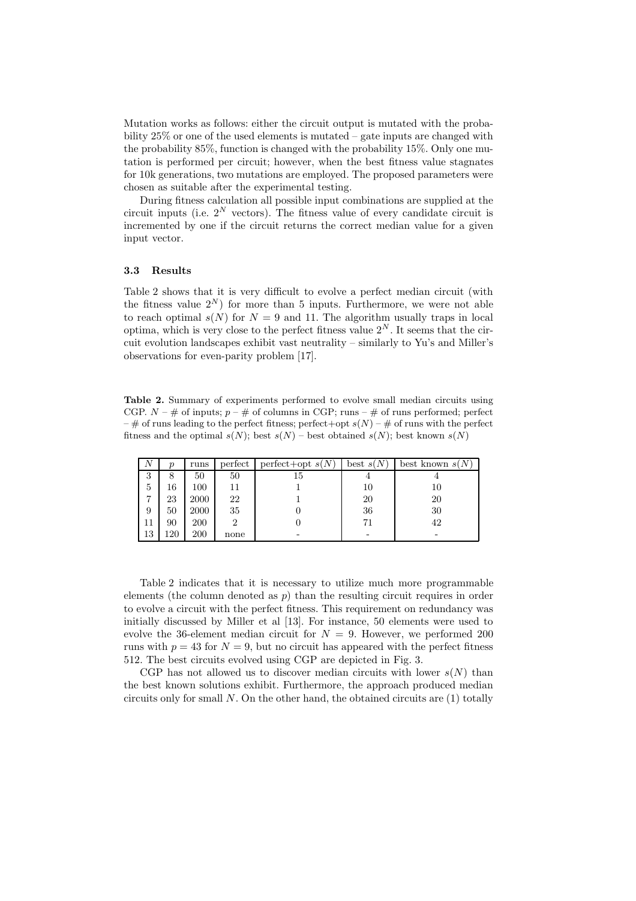Mutation works as follows: either the circuit output is mutated with the probability 25% or one of the used elements is mutated – gate inputs are changed with the probability 85%, function is changed with the probability 15%. Only one mutation is performed per circuit; however, when the best fitness value stagnates for 10k generations, two mutations are employed. The proposed parameters were chosen as suitable after the experimental testing.

During fitness calculation all possible input combinations are supplied at the circuit inputs (i.e. $2^N$ vectors). The fitness value of every candidate circuit is incremented by one if the circuit returns the correct median value for a given input vector.

### 3.3 Results

Table 2 shows that it is very difficult to evolve a perfect median circuit (with the fitness value $2^N$) for more than 5 inputs. Furthermore, we were not able to reach optimal $s(N)$ for $N = 9$ and 11. The algorithm usually traps in local optima, which is very close to the perfect fitness value $2^N$. It seems that the circuit evolution landscapes exhibit vast neutrality – similarly to Yu's and Miller's observations for even-parity problem [17].

**Table 2.** Summary of experiments performed to evolve small median circuits using CGP. $N$ – # of inputs; $p$ – # of columns in CGP; runs – # of runs performed; perfect – # of runs leading to the perfect fitness; perfect+opt $s(N)$ – # of runs with the perfect fitness and the optimal $s(N)$; best $s(N)$ – best obtained $s(N)$; best known $s(N)$

| $N$ | $p$ | runs | perfect | perfect+opt $s(N)$ | best $s(N)$ | best known $s(N)$ |
|---|---|---|---|---|---|---|
| 3 | 8 | 50 | 50 | 15 | 4 | 4 |
| 5 | 16 | 100 | 11 | 1 | 10 | 10 |
| 7 | 23 | 2000 | 22 | 1 | 20 | 20 |
| 9 | 50 | 2000 | 35 | 0 | 36 | 30 |
| 11 | 90 | 200 | 2 | 0 | 71 | 42 |
| 13 | 120 | 200 | none | - | - | - |

Table 2 indicates that it is necessary to utilize much more programmable elements (the column denoted as $p$) than the resulting circuit requires in order to evolve a circuit with the perfect fitness. This requirement on redundancy was initially discussed by Miller et al [13]. For instance, 50 elements were used to evolve the 36-element median circuit for $N = 9$. However, we performed 200 runs with $p = 43$ for $N = 9$, but no circuit has appeared with the perfect fitness 512. The best circuits evolved using CGP are depicted in Fig. 3.

CGP has not allowed us to discover median circuits with lower $s(N)$ than the best known solutions exhibit. Furthermore, the approach produced median circuits only for small $N$. On the other hand, the obtained circuits are (1) totally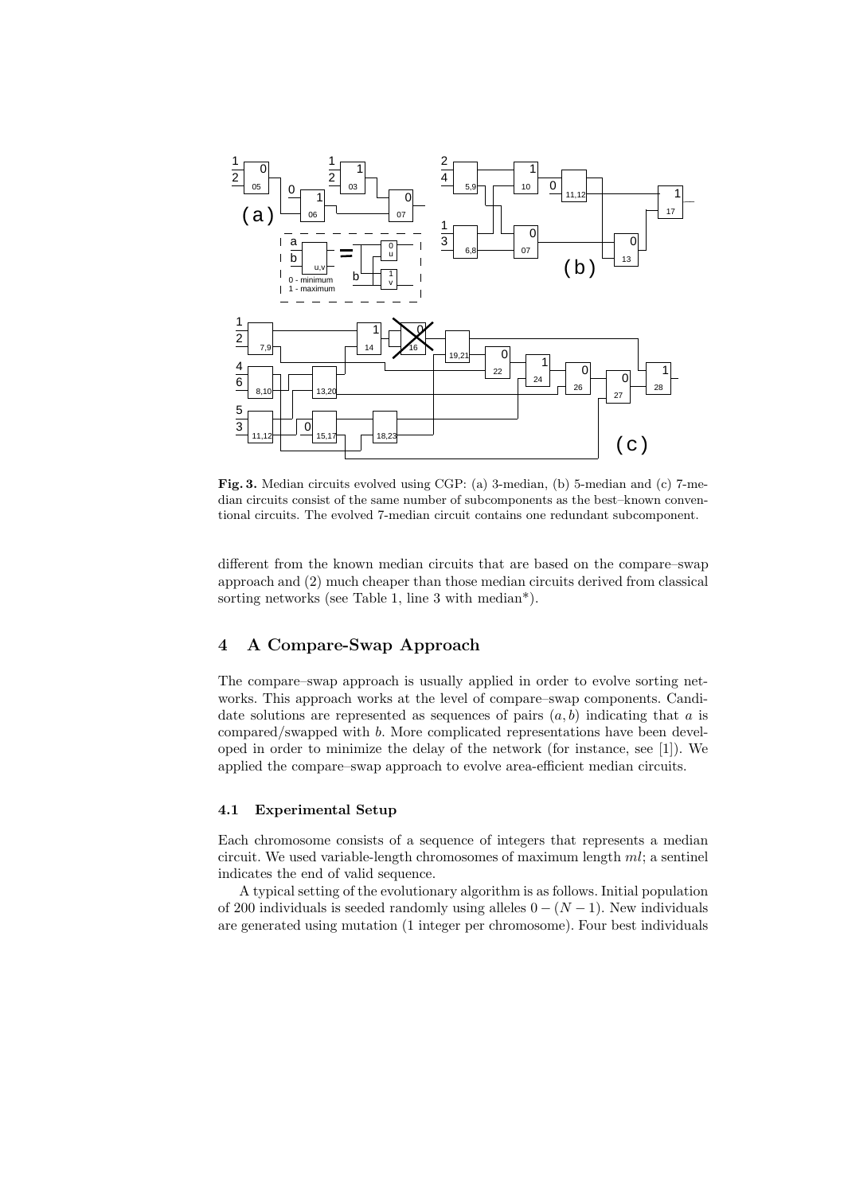**Fig. 3.** Median circuits evolved using CGP: (a) 3-median, (b) 5-median and (c) 7-median circuits consist of the same number of subcomponents as the best–known conventional circuits. The evolved 7-median circuit contains one redundant subcomponent.

different from the known median circuits that are based on the compare–swap approach and (2) much cheaper than those median circuits derived from classical sorting networks (see Table 1, line 3 with median*).

## 4 A Compare-Swap Approach

The compare–swap approach is usually applied in order to evolve sorting networks. This approach works at the level of compare–swap components. Candidate solutions are represented as sequences of pairs $(a, b)$ indicating that $a$ is compared/swapped with $b$. More complicated representations have been developed in order to minimize the delay of the network (for instance, see [1]). We applied the compare–swap approach to evolve area-efficient median circuits.

### 4.1 Experimental Setup

Each chromosome consists of a sequence of integers that represents a median circuit. We used variable-length chromosomes of maximum length $ml$; a sentinel indicates the end of valid sequence.

A typical setting of the evolutionary algorithm is as follows. Initial population of 200 individuals is seeded randomly using alleles $0 - (N - 1)$. New individuals are generated using mutation (1 integer per chromosome). Four best individuals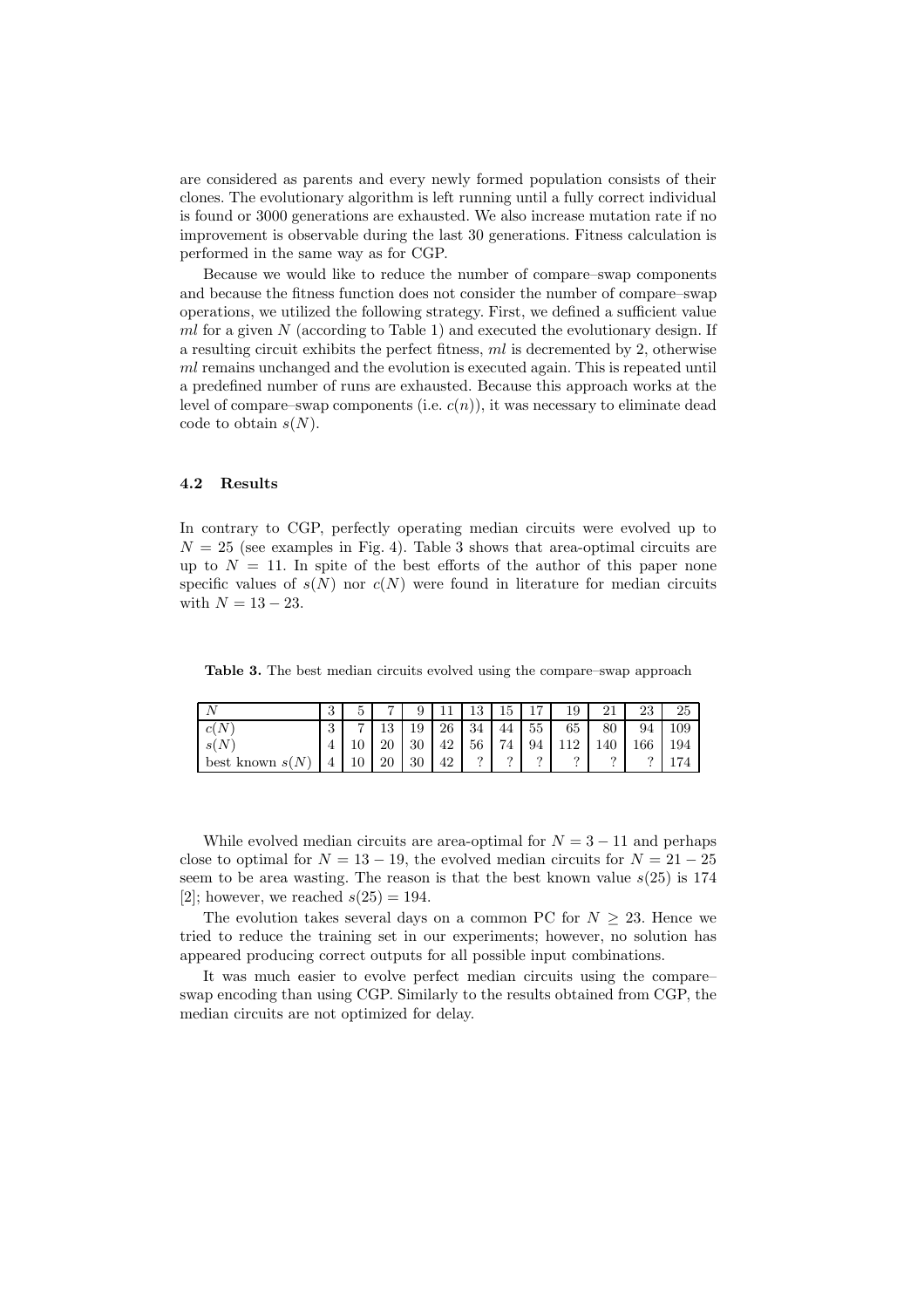are considered as parents and every newly formed population consists of their clones. The evolutionary algorithm is left running until a fully correct individual is found or 3000 generations are exhausted. We also increase mutation rate if no improvement is observable during the last 30 generations. Fitness calculation is performed in the same way as for CGP.

Because we would like to reduce the number of compare–swap components and because the fitness function does not consider the number of compare–swap operations, we utilized the following strategy. First, we defined a sufficient value $ml$ for a given $N$ (according to Table 1) and executed the evolutionary design. If a resulting circuit exhibits the perfect fitness, $ml$ is decremented by 2, otherwise $ml$ remains unchanged and the evolution is executed again. This is repeated until a predefined number of runs are exhausted. Because this approach works at the level of compare–swap components (i.e. $c(n)$), it was necessary to eliminate dead code to obtain $s(N)$.

### 4.2 Results

In contrary to CGP, perfectly operating median circuits were evolved up to $N = 25$ (see examples in Fig. 4). Table 3 shows that area-optimal circuits are up to $N = 11$. In spite of the best efforts of the author of this paper none specific values of $s(N)$ nor $c(N)$ were found in literature for median circuits with $N = 13 - 23$.

**Table 3.** The best median circuits evolved using the compare–swap approach

| $N$ | 3 | 5 | 7 | 9 | 11 | 13 | 15 | 17 | 19 | 21 | 23 | 25 |
|---|---|---|---|---|---|---|---|---|---|---|---|---|
| $c(N)$ | 3 | 7 | 13 | 19 | 26 | 34 | 44 | 55 | 65 | 80 | 94 | 109 |
| $s(N)$ | 4 | 10 | 20 | 30 | 42 | 56 | 74 | 94 | 112 | 140 | 166 | 194 |
| best known $s(N)$ | 4 | 10 | 20 | 30 | 42 | ? | ? | ? | ? | ? | ? | 174 |

While evolved median circuits are area-optimal for $N = 3 - 11$ and perhaps close to optimal for $N = 13 - 19$, the evolved median circuits for $N = 21 - 25$ seem to be area wasting. The reason is that the best known value $s(25)$ is 174 [2]; however, we reached $s(25) = 194$.

The evolution takes several days on a common PC for $N \geq 23$. Hence we tried to reduce the training set in our experiments; however, no solution has appeared producing correct outputs for all possible input combinations.

It was much easier to evolve perfect median circuits using the compare–swap encoding than using CGP. Similarly to the results obtained from CGP, the median circuits are not optimized for delay.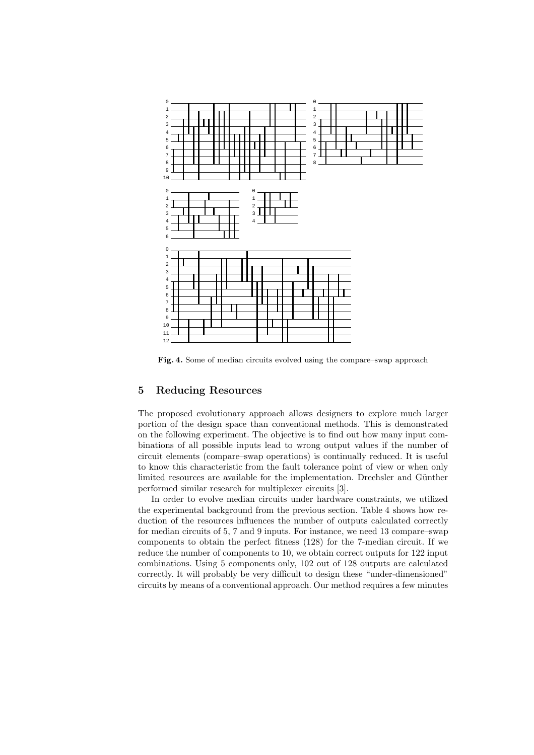**Fig. 4.** Some of median circuits evolved using the compare–swap approach

## 5 Reducing Resources

The proposed evolutionary approach allows designers to explore much larger portion of the design space than conventional methods. This is demonstrated on the following experiment. The objective is to find out how many input combinations of all possible inputs lead to wrong output values if the number of circuit elements (compare–swap operations) is continually reduced. It is useful to know this characteristic from the fault tolerance point of view or when only limited resources are available for the implementation. Drechsler and Günther performed similar research for multiplexer circuits [3].

In order to evolve median circuits under hardware constraints, we utilized the experimental background from the previous section. Table 4 shows how reduction of the resources influences the number of outputs calculated correctly for median circuits of 5, 7 and 9 inputs. For instance, we need 13 compare–swap components to obtain the perfect fitness (128) for the 7-median circuit. If we reduce the number of components to 10, we obtain correct outputs for 122 input combinations. Using 5 components only, 102 out of 128 outputs are calculated correctly. It will probably be very difficult to design these "under-dimensioned" circuits by means of a conventional approach. Our method requires a few minutes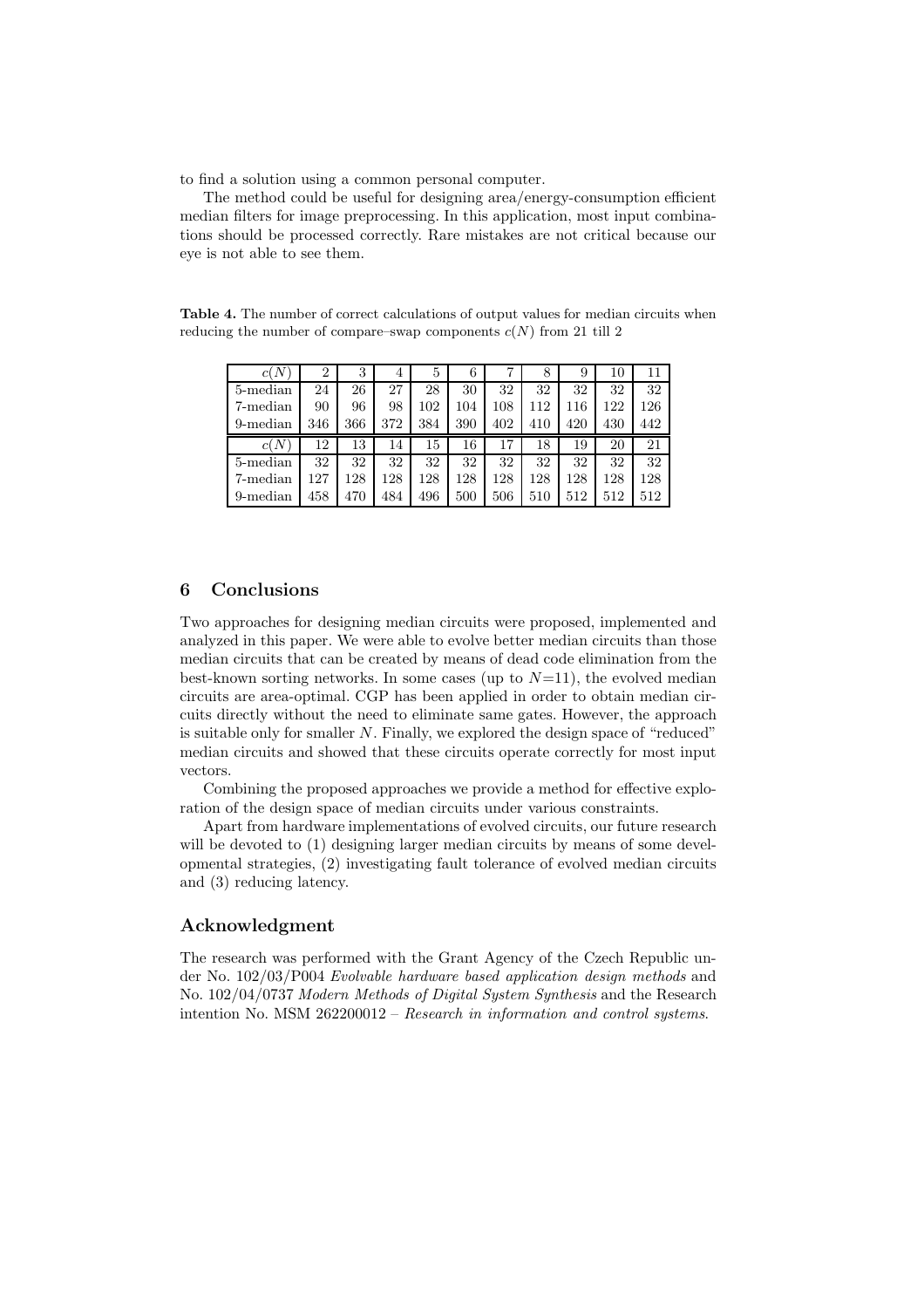to find a solution using a common personal computer.

The method could be useful for designing area/energy-consumption efficient median filters for image preprocessing. In this application, most input combinations should be processed correctly. Rare mistakes are not critical because our eye is not able to see them.

**Table 4.** The number of correct calculations of output values for median circuits when reducing the number of compare–swap components $c(N)$ from 21 till 2

| $c(N)$ | 2 | 3 | 4 | 5 | 6 | 7 | 8 | 9 | 10 | 11 |
|---|---|---|---|---|---|---|---|---|---|---|
| 5-median | 24 | 26 | 27 | 28 | 30 | 32 | 32 | 32 | 32 | 32 |
| 7-median | 90 | 96 | 98 | 102 | 104 | 108 | 112 | 116 | 122 | 126 |
| 9-median | 346 | 366 | 372 | 384 | 390 | 402 | 410 | 420 | 430 | 442 |
| $c(N)$ | 12 | 13 | 14 | 15 | 16 | 17 | 18 | 19 | 20 | 21 |
| 5-median | 32 | 32 | 32 | 32 | 32 | 32 | 32 | 32 | 32 | 32 |
| 7-median | 127 | 128 | 128 | 128 | 128 | 128 | 128 | 128 | 128 | 128 |
| 9-median | 458 | 470 | 484 | 496 | 500 | 506 | 510 | 512 | 512 | 512 |

## 6 Conclusions

Two approaches for designing median circuits were proposed, implemented and analyzed in this paper. We were able to evolve better median circuits than those median circuits that can be created by means of dead code elimination from the best-known sorting networks. In some cases (up to $N$=11), the evolved median circuits are area-optimal. CGP has been applied in order to obtain median circuits directly without the need to eliminate same gates. However, the approach is suitable only for smaller $N$. Finally, we explored the design space of "reduced" median circuits and showed that these circuits operate correctly for most input vectors.

Combining the proposed approaches we provide a method for effective exploration of the design space of median circuits under various constraints.

Apart from hardware implementations of evolved circuits, our future research will be devoted to (1) designing larger median circuits by means of some developmental strategies, (2) investigating fault tolerance of evolved median circuits and (3) reducing latency.

## Acknowledgment

The research was performed with the Grant Agency of the Czech Republic under No. 102/03/P004 *Evolvable hardware based application design methods* and No. 102/04/0737 *Modern Methods of Digital System Synthesis* and the Research intention No. MSM 262200012 – *Research in information and control systems*.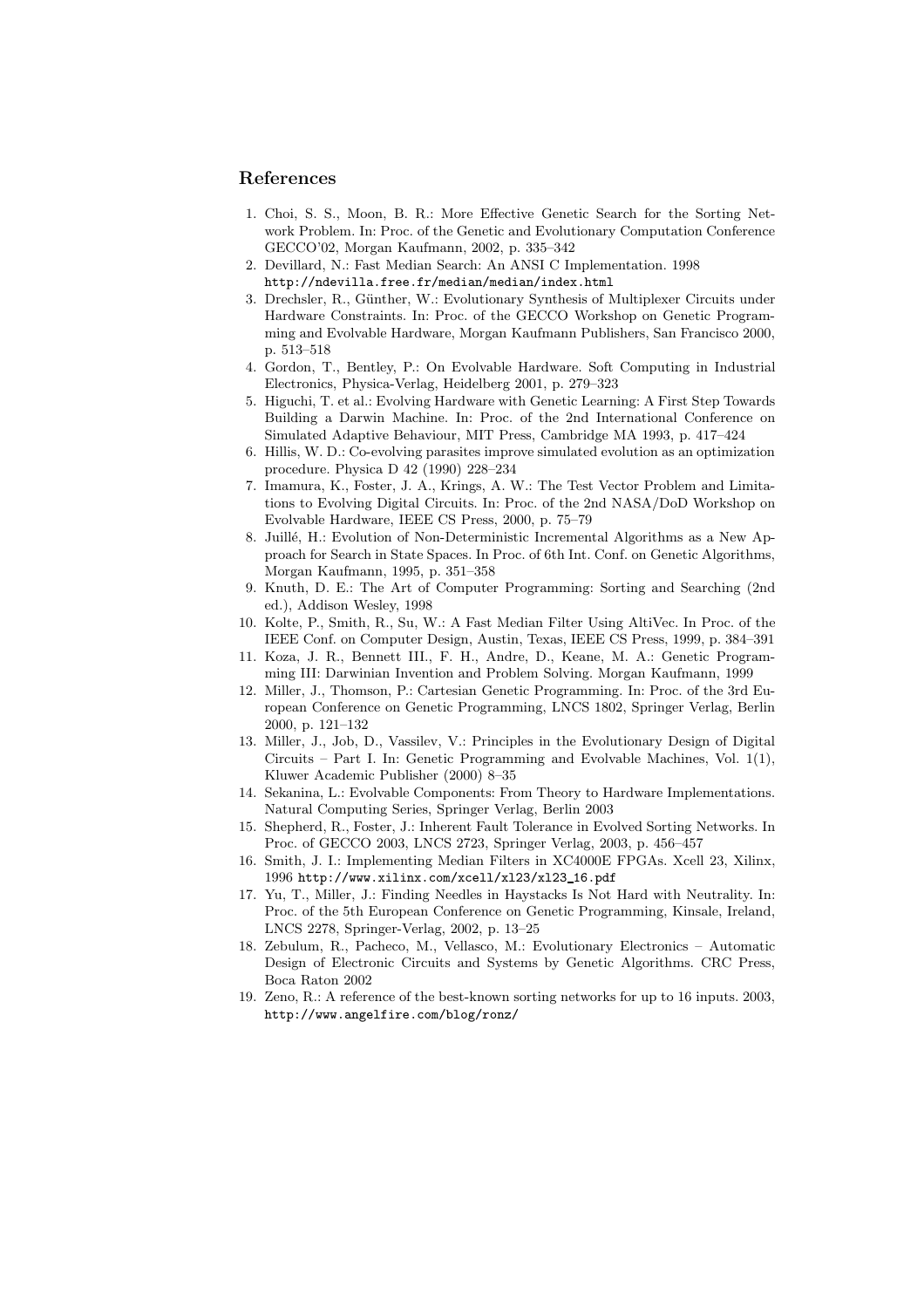## References

1. Choi, S. S., Moon, B. R.: More Effective Genetic Search for the Sorting Network Problem. In: Proc. of the Genetic and Evolutionary Computation Conference GECCO'02, Morgan Kaufmann, 2002, p. 335–342
2. Devillard, N.: Fast Median Search: An ANSI C Implementation. 1998 http://ndevilla.free.fr/median/median/index.html
3. Drechsler, R., Günther, W.: Evolutionary Synthesis of Multiplexer Circuits under Hardware Constraints. In: Proc. of the GECCO Workshop on Genetic Programming and Evolvable Hardware, Morgan Kaufmann Publishers, San Francisco 2000, p. 513–518
4. Gordon, T., Bentley, P.: On Evolvable Hardware. Soft Computing in Industrial Electronics, Physica-Verlag, Heidelberg 2001, p. 279–323
5. Higuchi, T. et al.: Evolving Hardware with Genetic Learning: A First Step Towards Building a Darwin Machine. In: Proc. of the 2nd International Conference on Simulated Adaptive Behaviour, MIT Press, Cambridge MA 1993, p. 417–424
6. Hillis, W. D.: Co-evolving parasites improve simulated evolution as an optimization procedure. Physica D 42 (1990) 228–234
7. Imamura, K., Foster, J. A., Krings, A. W.: The Test Vector Problem and Limitations to Evolving Digital Circuits. In: Proc. of the 2nd NASA/DoD Workshop on Evolvable Hardware, IEEE CS Press, 2000, p. 75–79
8. Juillé, H.: Evolution of Non-Deterministic Incremental Algorithms as a New Approach for Search in State Spaces. In Proc. of 6th Int. Conf. on Genetic Algorithms, Morgan Kaufmann, 1995, p. 351–358
9. Knuth, D. E.: The Art of Computer Programming: Sorting and Searching (2nd ed.), Addison Wesley, 1998
10. Kolte, P., Smith, R., Su, W.: A Fast Median Filter Using AltiVec. In Proc. of the IEEE Conf. on Computer Design, Austin, Texas, IEEE CS Press, 1999, p. 384–391
11. Koza, J. R., Bennett III., F. H., Andre, D., Keane, M. A.: Genetic Programming III: Darwinian Invention and Problem Solving. Morgan Kaufmann, 1999
12. Miller, J., Thomson, P.: Cartesian Genetic Programming. In: Proc. of the 3rd European Conference on Genetic Programming, LNCS 1802, Springer Verlag, Berlin 2000, p. 121–132
13. Miller, J., Job, D., Vassilev, V.: Principles in the Evolutionary Design of Digital Circuits – Part I. In: Genetic Programming and Evolvable Machines, Vol. 1(1), Kluwer Academic Publisher (2000) 8–35
14. Sekanina, L.: Evolvable Components: From Theory to Hardware Implementations. Natural Computing Series, Springer Verlag, Berlin 2003
15. Shepherd, R., Foster, J.: Inherent Fault Tolerance in Evolved Sorting Networks. In Proc. of GECCO 2003, LNCS 2723, Springer Verlag, 2003, p. 456–457
16. Smith, J. I.: Implementing Median Filters in XC4000E FPGAs. Xcell 23, Xilinx, 1996 http://www.xilinx.com/xcell/xl23/xl23_16.pdf
17. Yu, T., Miller, J.: Finding Needles in Haystacks Is Not Hard with Neutrality. In: Proc. of the 5th European Conference on Genetic Programming, Kinsale, Ireland, LNCS 2278, Springer-Verlag, 2002, p. 13–25
18. Zebulum, R., Pacheco, M., Vellasco, M.: Evolutionary Electronics – Automatic Design of Electronic Circuits and Systems by Genetic Algorithms. CRC Press, Boca Raton 2002
19. Zeno, R.: A reference of the best-known sorting networks for up to 16 inputs. 2003, http://www.angelfire.com/blog/ronz/